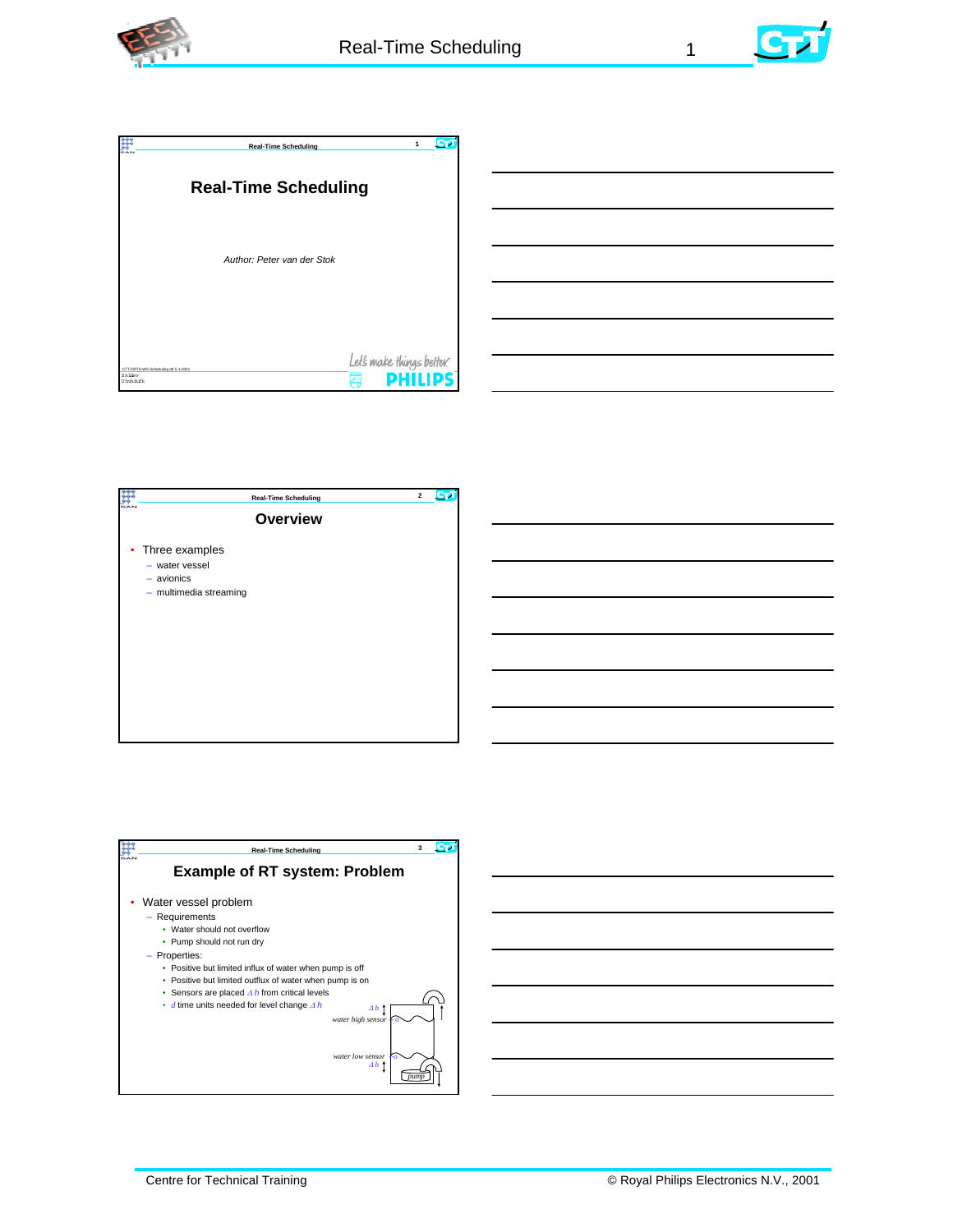# Real-Time Scheduling

*Author: Peter van der Stok*

Let's make things better. PHILIPS

## Overview

- Three examples
  - water vessel
  - avionics
  - multimedia streaming

## Example of RT system: Problem

- Water vessel problem
  - Requirements
    - Water should not overflow
    - Pump should not run dry
  - Properties:
    - Positive but limited influx of water when pump is off
    - Positive but limited outflux of water when pump is on
    - Sensors are placed $\Delta h$ from critical levels
    - $d$ time units needed for level change $\Delta h$

$\Delta h$

*water high sensor*

*water low sensor*

$\Delta h$

*pump*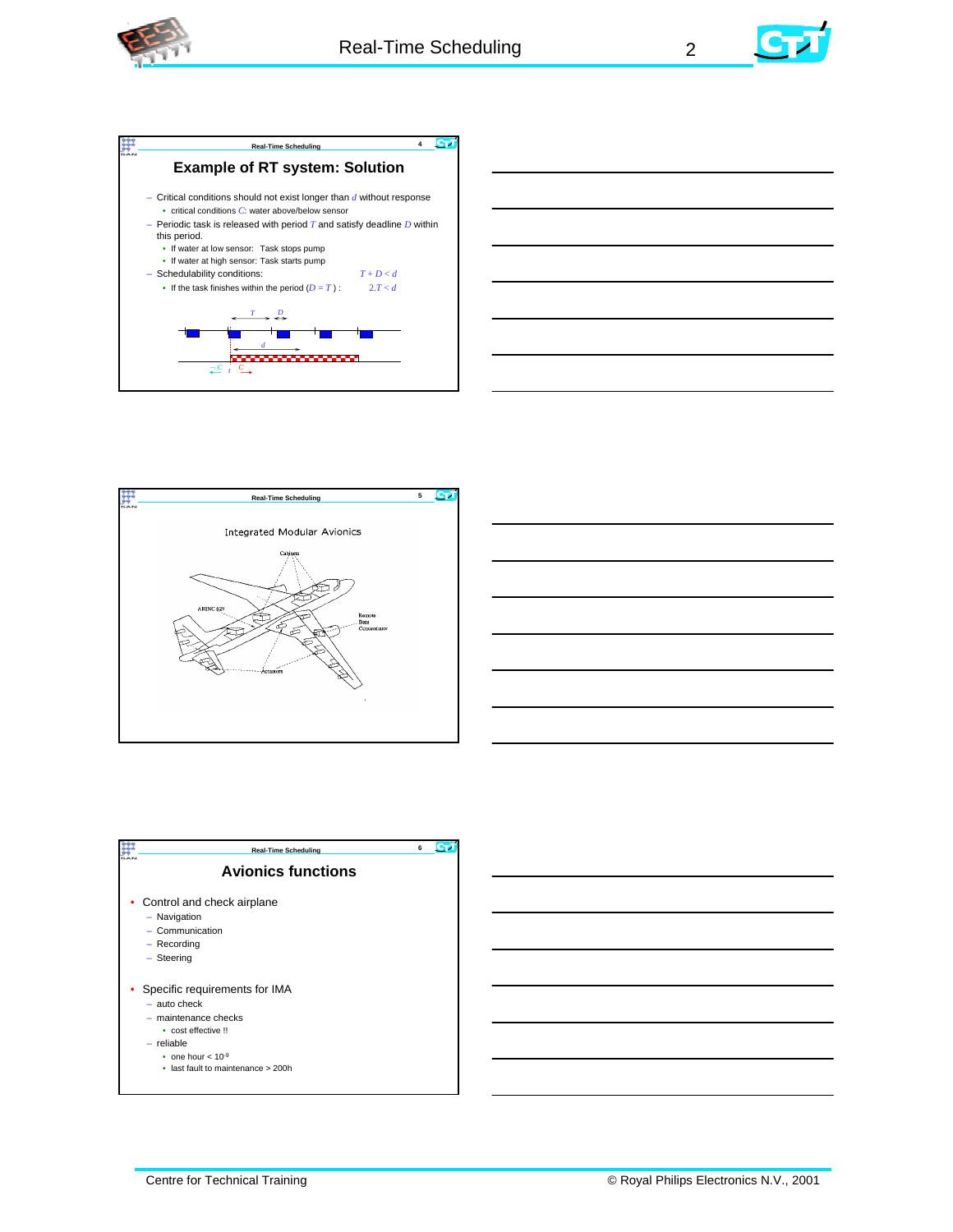## Example of RT system: Solution

- Critical conditions should not exist longer than $d$ without response
  - critical conditions $C$: water above/below sensor
- Periodic task is released with period $T$ and satisfy deadline $D$ within this period.
  - If water at low sensor: Task stops pump
  - If water at high sensor: Task starts pump
- Schedulability conditions: $T + D < d$
  - If the task finishes within the period ($D = T$) : $2.T < d$

Integrated Modular Avionics

## Avionics functions

- Control and check airplane
  - Navigation
  - Communication
  - Recording
  - Steering
- Specific requirements for IMA
  - auto check
  - maintenance checks
    - cost effective !!
  - reliable
    - one hour < $10^{-9}$
    - last fault to maintenance > 200h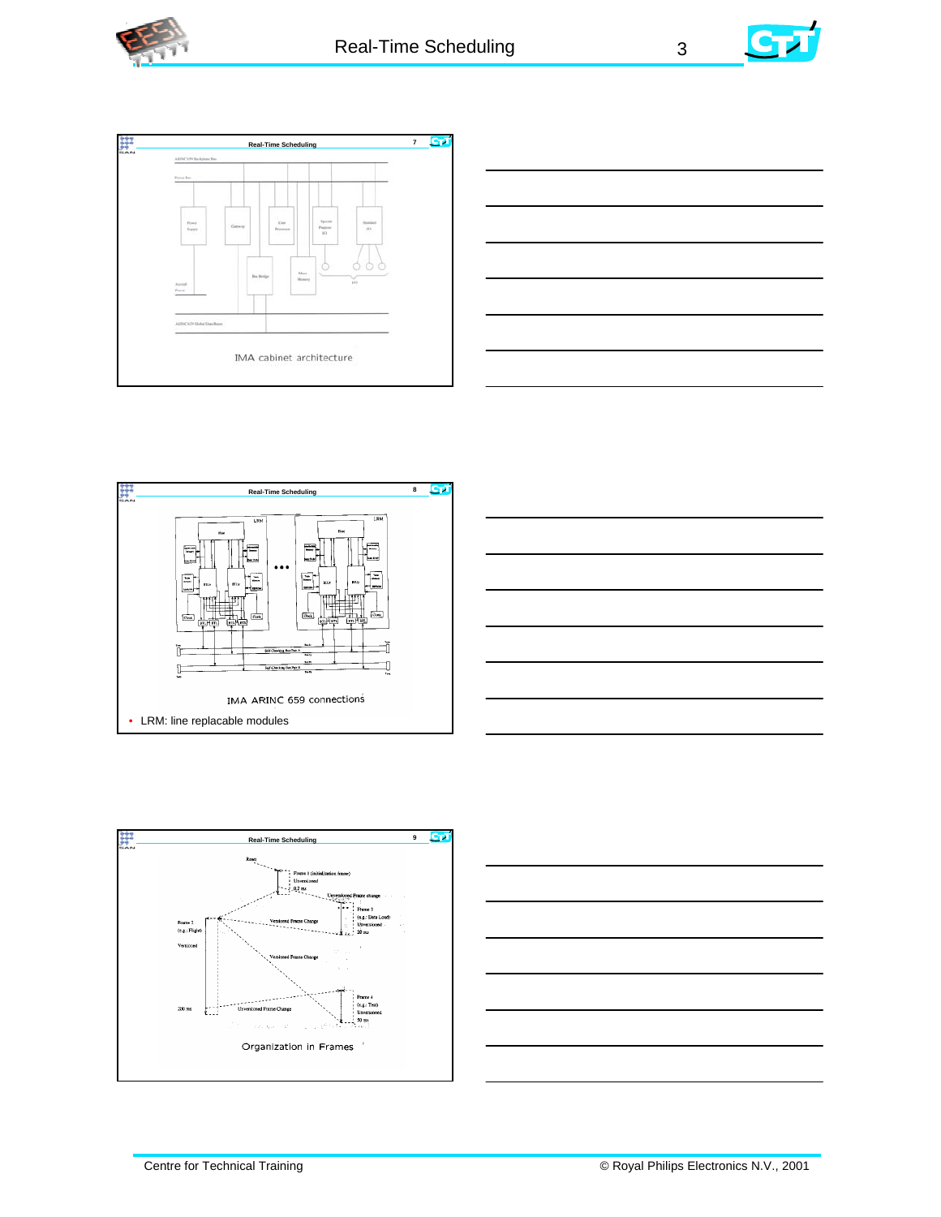## Real-Time Scheduling

IMA cabinet architecture

## Real-Time Scheduling

IMA ARINC 659 connections

- LRM: line replacable modules

## Real-Time Scheduling

Organization in Frames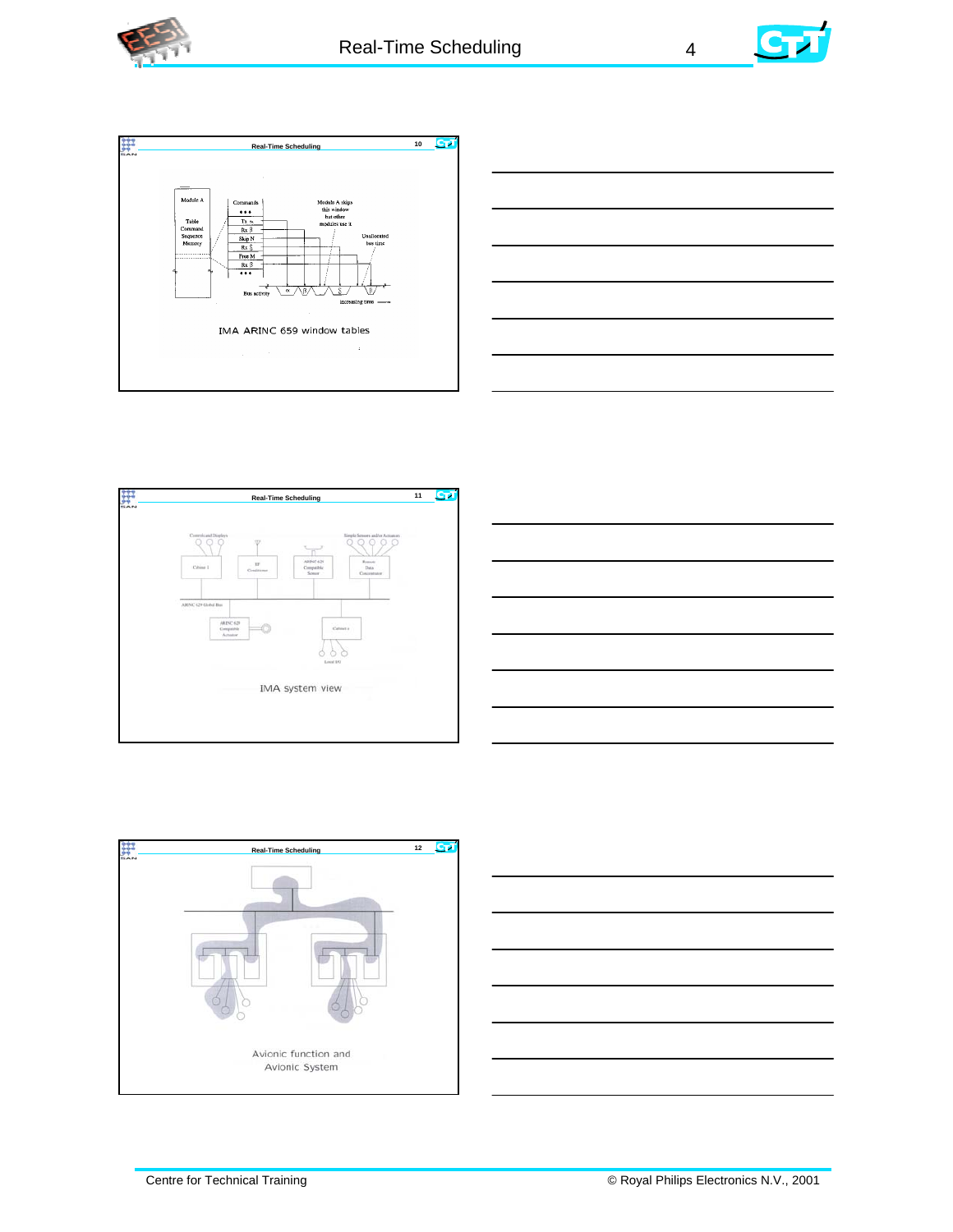Real-Time Scheduling

Module A

Table Command Sequence Memory

Commands

Tx α

Rx β

Skip N

Rx δ

Free M

Rx β

Module A skips this window but other modules use it

Unallocated bus time

Bus activity

increasing time

IMA ARINC 659 window tables

Real-Time Scheduling

Controls and Displays

Simple Sensors and/or Actuators

Cabinet 1

RF Conditioner

ARINC 629 Compatible Sensor

Remote Data Concentrator

ARINC 629 Global Bus

ARINC 629 Compatible Actuator

Cabinet n

Local I/O

IMA system view

Real-Time Scheduling

Avionic function and Avionic System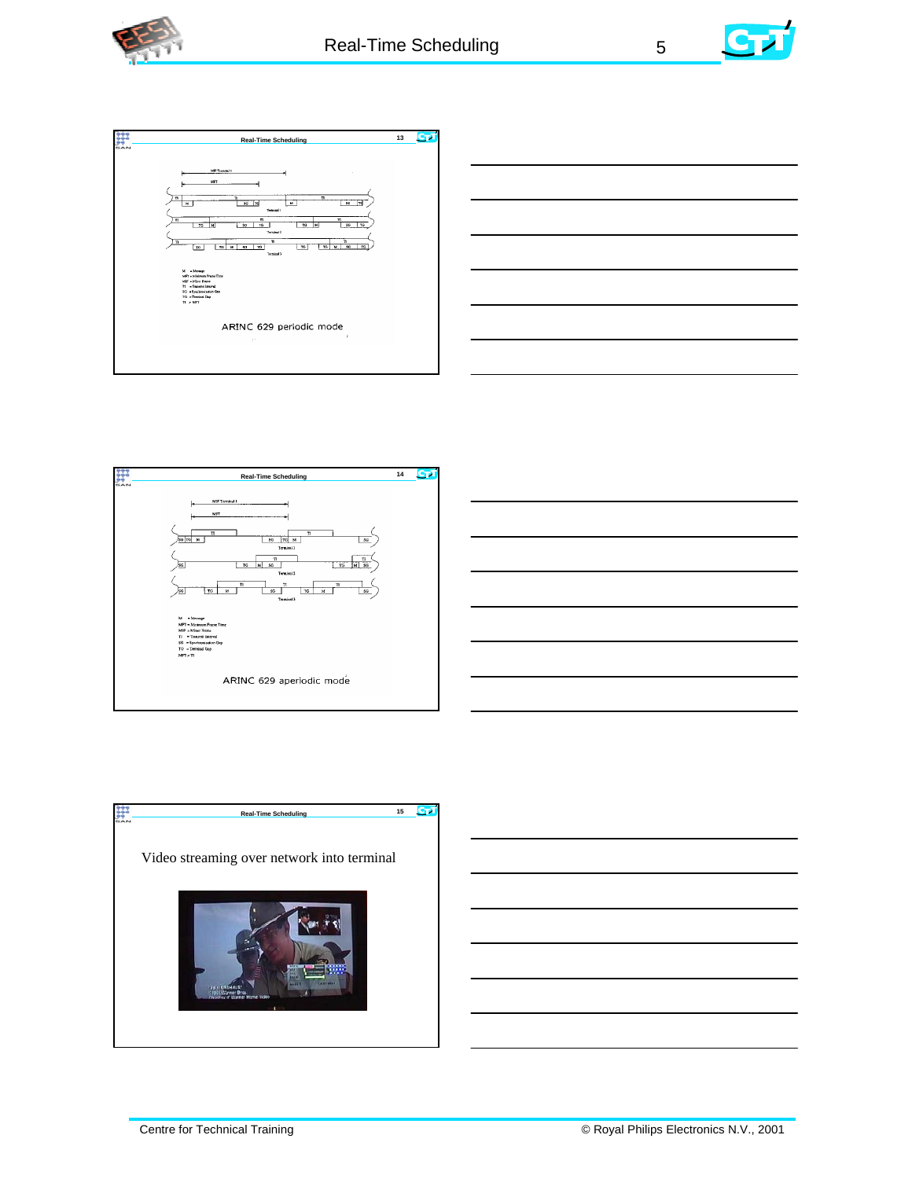## Real-Time Scheduling

### Slide 13

MIF Terminal I

MFT

M = Message
MFT = Minimum Frame Time
MIF = Minor Frame
TI = Transmit Interval
SG = Synchronization Gap
TG = Terminal Gap
TI > MFT

ARINC 629 periodic mode

### Slide 14

MIF Terminal I

MFT

M = Message
MFT = Minimum Frame Time
MIF = Minor Frame
TI = Transmit Interval
SG = Synchronization Gap
TG = Terminal Gap
MFT > TI

ARINC 629 aperiodic mode

### Slide 15

Video streaming over network into terminal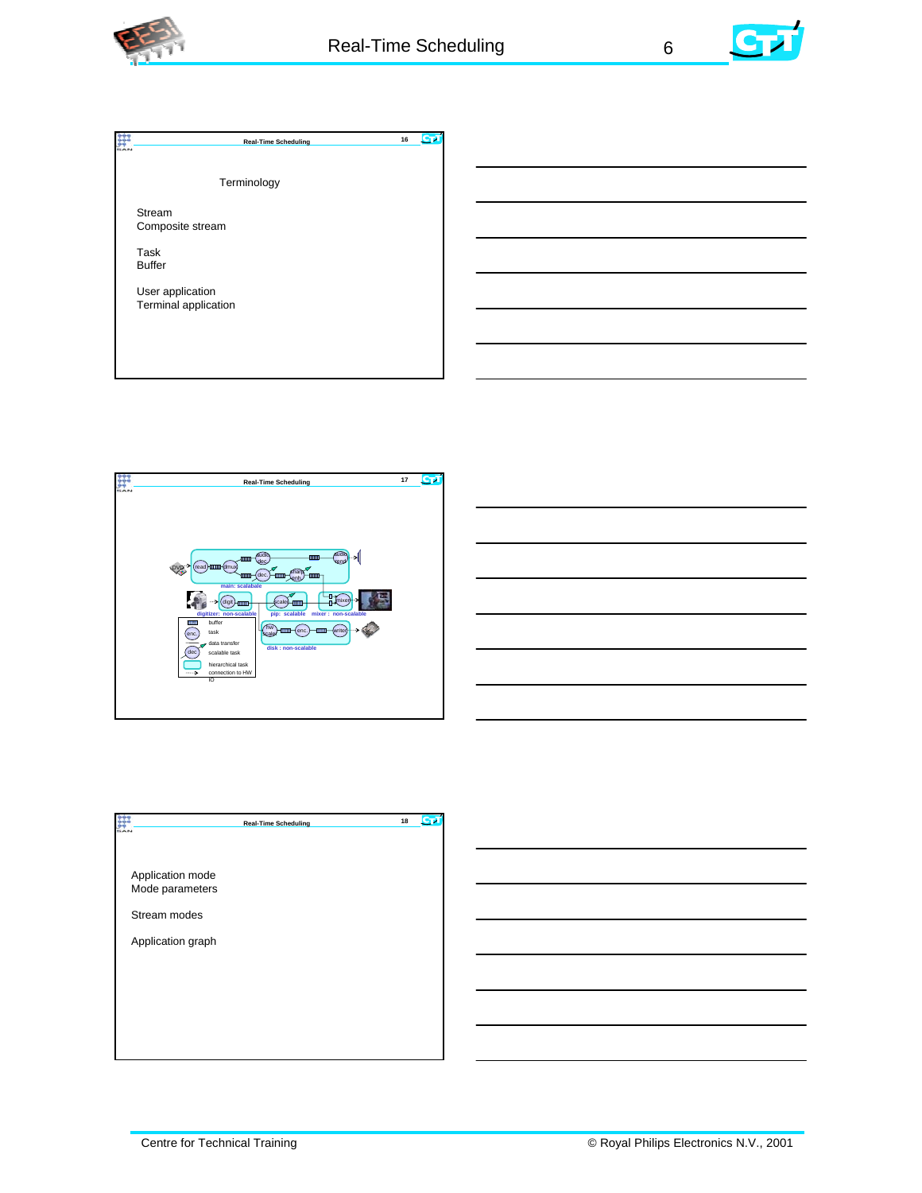## Terminology

Stream
Composite stream

Task
Buffer

User application
Terminal application

---

DVD → read → dmux → audio dec. → audio rend.

dmux → dec. → enhanc. ment

main: scalable

digit → digitizer: non-scalable

scaler → pip: scalable

mixer → mixer : non-scalable

hw scaler → enc. → writer

disk : non-scalable

Legend:

- buffer
- enc. — task
- data transfer
- dec — scalable task
- hierarchical task
- connection to HW IO

---

Application mode
Mode parameters

Stream modes

Application graph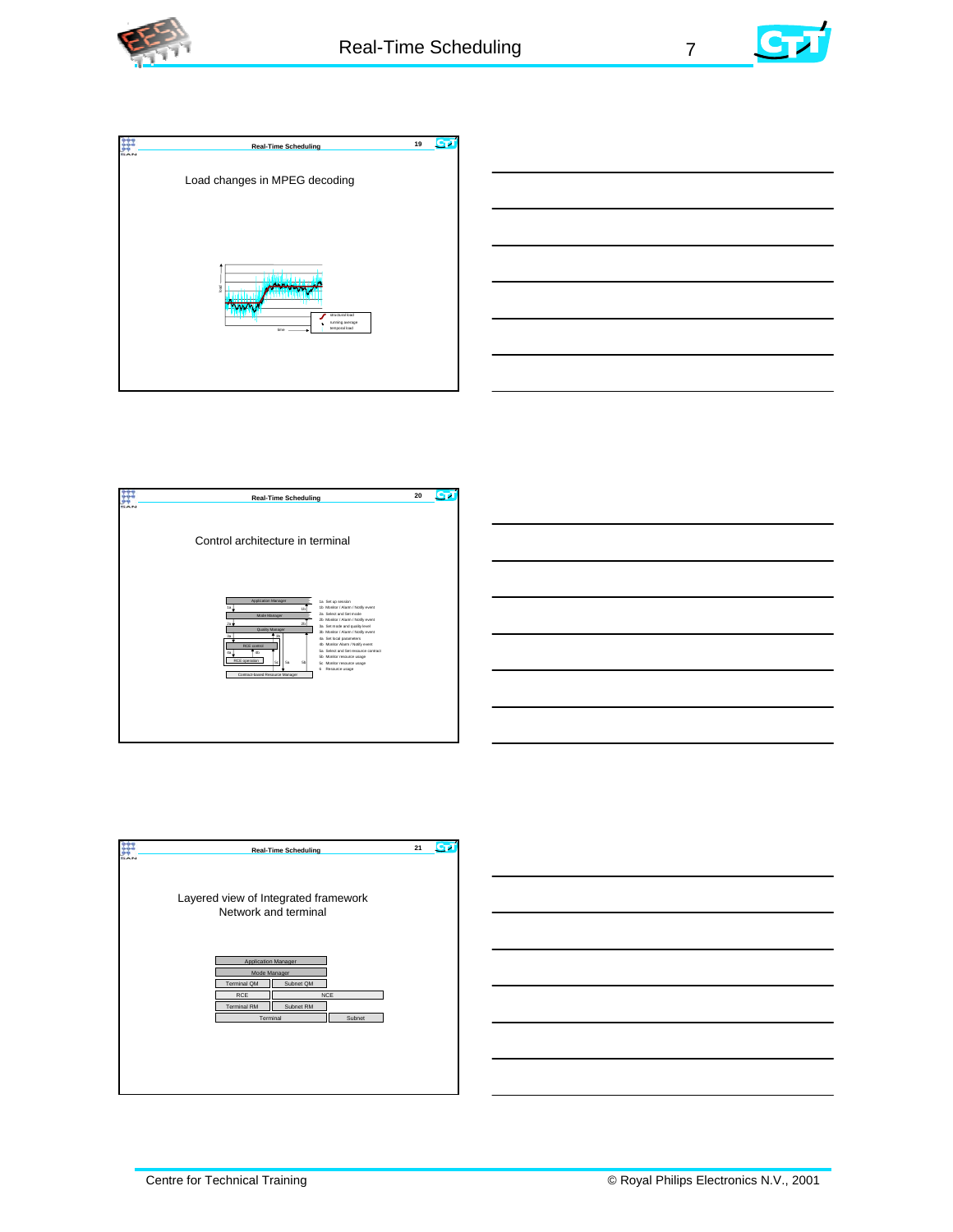## Load changes in MPEG decoding

load

time

structural load

running average

temporal load

## Control architecture in terminal

Application Manager

Mode Manager

Quality Manager

RCE control

RCE operation

Contract-based Resource Manager

1a. Set up session
1b. Monitor / Alarm / Notify event
2a. Select and Set mode
2b. Monitor / Alarm / Notify event
3a. Set mode and quality level
3b. Monitor / Alarm / Notify event
4a. Set local parameters
4b. Monitor Alarm / Notify event
5a. Select and Set resource contract
5b. Monitor resource usage
5c. Monitor resource usage
6. Resource usage

## Layered view of Integrated framework Network and terminal

| Application Manager | | |
|---|---|---|
| Mode Manager | | |
| Terminal QM | Subnet QM | |
| RCE | NCE | |
| Terminal RM | Subnet RM | |
| Terminal | | Subnet |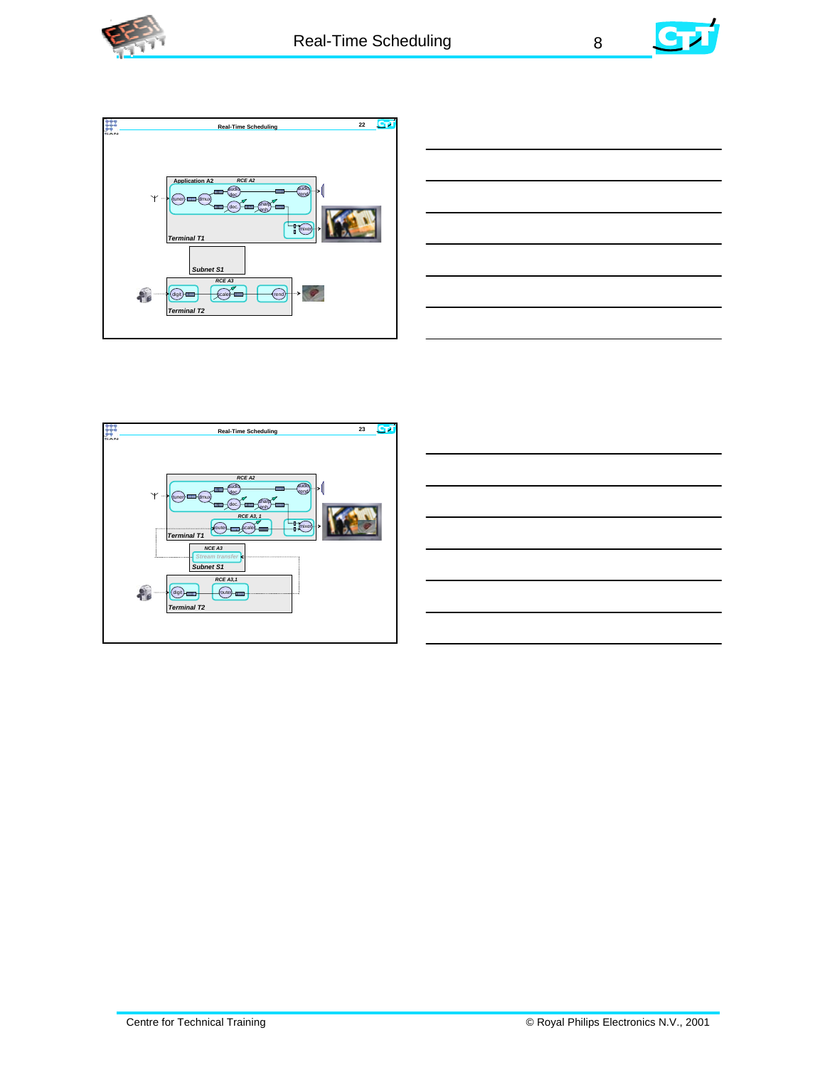Application A2

RCE A2

tuner

dmux

audio dec.

dec.

sharp enh.

audio rend

mixer

Terminal T1

Subnet S1

RCE A3

digit

scaler

rend

Terminal T2

RCE A2

tuner

dmux

audio dec.

dec.

sharp enh.

audio rend

RCE A3, 1

router

scaler

mixer

Terminal T1

NCE A3

Stream transfer

Subnet S1

RCE A3,1

digit

router

Terminal T2